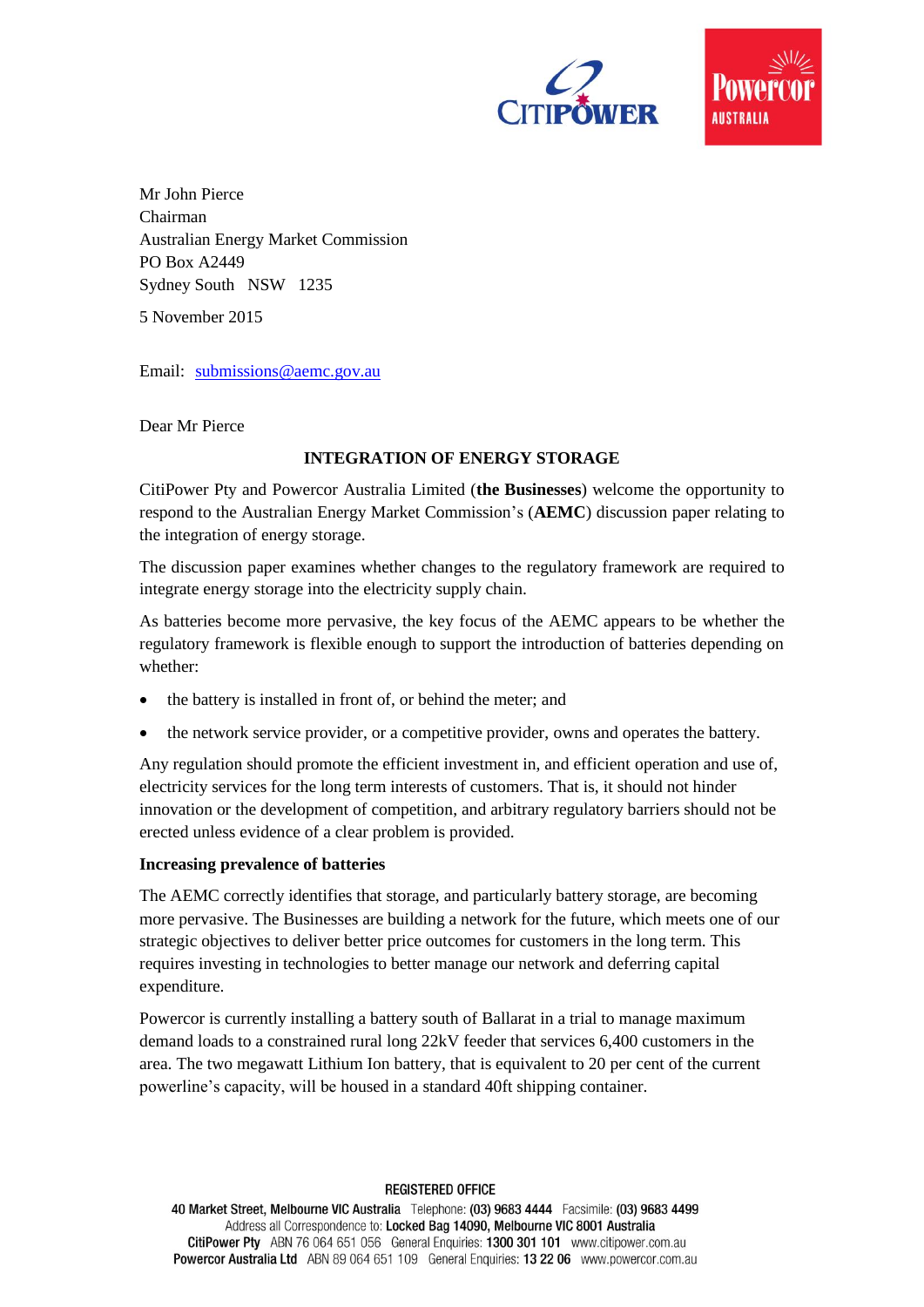Mr John Pierce
Chairman
Australian Energy Market Commission
PO Box A2449
Sydney South NSW 1235

5 November 2015

Email: submissions@aemc.gov.au

Dear Mr Pierce

**INTEGRATION OF ENERGY STORAGE**

CitiPower Pty and Powercor Australia Limited (**the Businesses**) welcome the opportunity to respond to the Australian Energy Market Commission's (**AEMC**) discussion paper relating to the integration of energy storage.

The discussion paper examines whether changes to the regulatory framework are required to integrate energy storage into the electricity supply chain.

As batteries become more pervasive, the key focus of the AEMC appears to be whether the regulatory framework is flexible enough to support the introduction of batteries depending on whether:

- the battery is installed in front of, or behind the meter; and
- the network service provider, or a competitive provider, owns and operates the battery.

Any regulation should promote the efficient investment in, and efficient operation and use of, electricity services for the long term interests of customers. That is, it should not hinder innovation or the development of competition, and arbitrary regulatory barriers should not be erected unless evidence of a clear problem is provided.

**Increasing prevalence of batteries**

The AEMC correctly identifies that storage, and particularly battery storage, are becoming more pervasive. The Businesses are building a network for the future, which meets one of our strategic objectives to deliver better price outcomes for customers in the long term. This requires investing in technologies to better manage our network and deferring capital expenditure.

Powercor is currently installing a battery south of Ballarat in a trial to manage maximum demand loads to a constrained rural long 22kV feeder that services 6,400 customers in the area. The two megawatt Lithium Ion battery, that is equivalent to 20 per cent of the current powerline's capacity, will be housed in a standard 40ft shipping container.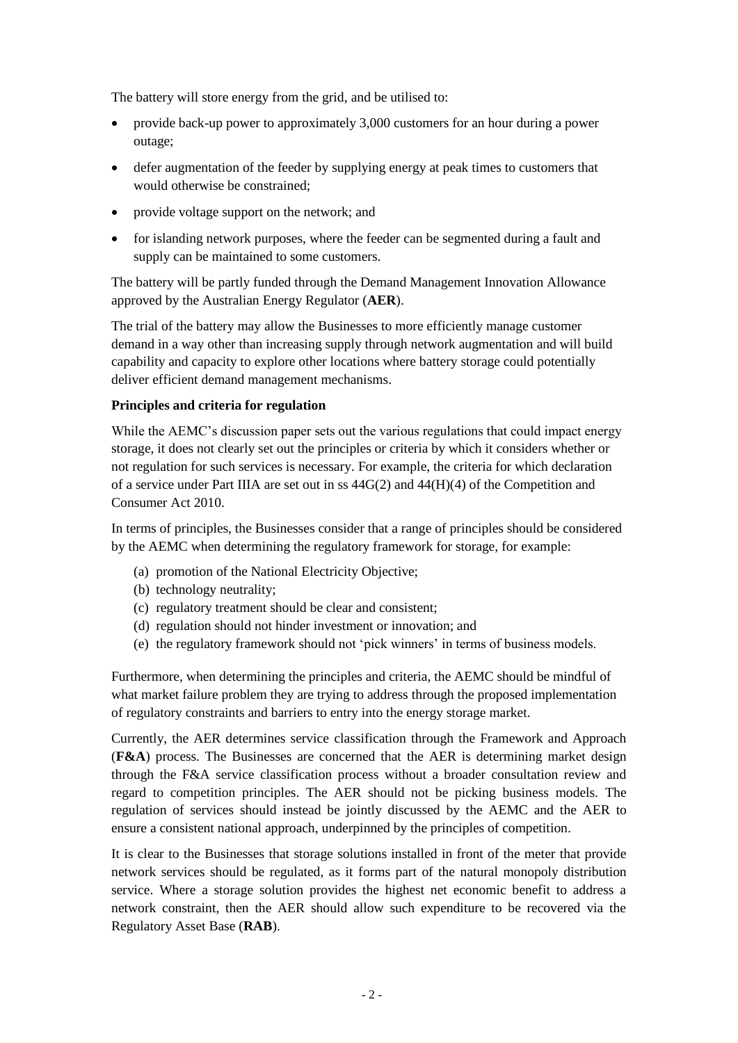The battery will store energy from the grid, and be utilised to:

- provide back-up power to approximately 3,000 customers for an hour during a power outage;
- defer augmentation of the feeder by supplying energy at peak times to customers that would otherwise be constrained;
- provide voltage support on the network; and
- for islanding network purposes, where the feeder can be segmented during a fault and supply can be maintained to some customers.

The battery will be partly funded through the Demand Management Innovation Allowance approved by the Australian Energy Regulator (**AER**).

The trial of the battery may allow the Businesses to more efficiently manage customer demand in a way other than increasing supply through network augmentation and will build capability and capacity to explore other locations where battery storage could potentially deliver efficient demand management mechanisms.

**Principles and criteria for regulation**

While the AEMC's discussion paper sets out the various regulations that could impact energy storage, it does not clearly set out the principles or criteria by which it considers whether or not regulation for such services is necessary. For example, the criteria for which declaration of a service under Part IIIA are set out in ss 44G(2) and 44(H)(4) of the Competition and Consumer Act 2010.

In terms of principles, the Businesses consider that a range of principles should be considered by the AEMC when determining the regulatory framework for storage, for example:

(a) promotion of the National Electricity Objective;
(b) technology neutrality;
(c) regulatory treatment should be clear and consistent;
(d) regulation should not hinder investment or innovation; and
(e) the regulatory framework should not 'pick winners' in terms of business models.

Furthermore, when determining the principles and criteria, the AEMC should be mindful of what market failure problem they are trying to address through the proposed implementation of regulatory constraints and barriers to entry into the energy storage market.

Currently, the AER determines service classification through the Framework and Approach (**F&A**) process. The Businesses are concerned that the AER is determining market design through the F&A service classification process without a broader consultation review and regard to competition principles. The AER should not be picking business models. The regulation of services should instead be jointly discussed by the AEMC and the AER to ensure a consistent national approach, underpinned by the principles of competition.

It is clear to the Businesses that storage solutions installed in front of the meter that provide network services should be regulated, as it forms part of the natural monopoly distribution service. Where a storage solution provides the highest net economic benefit to address a network constraint, then the AER should allow such expenditure to be recovered via the Regulatory Asset Base (**RAB**).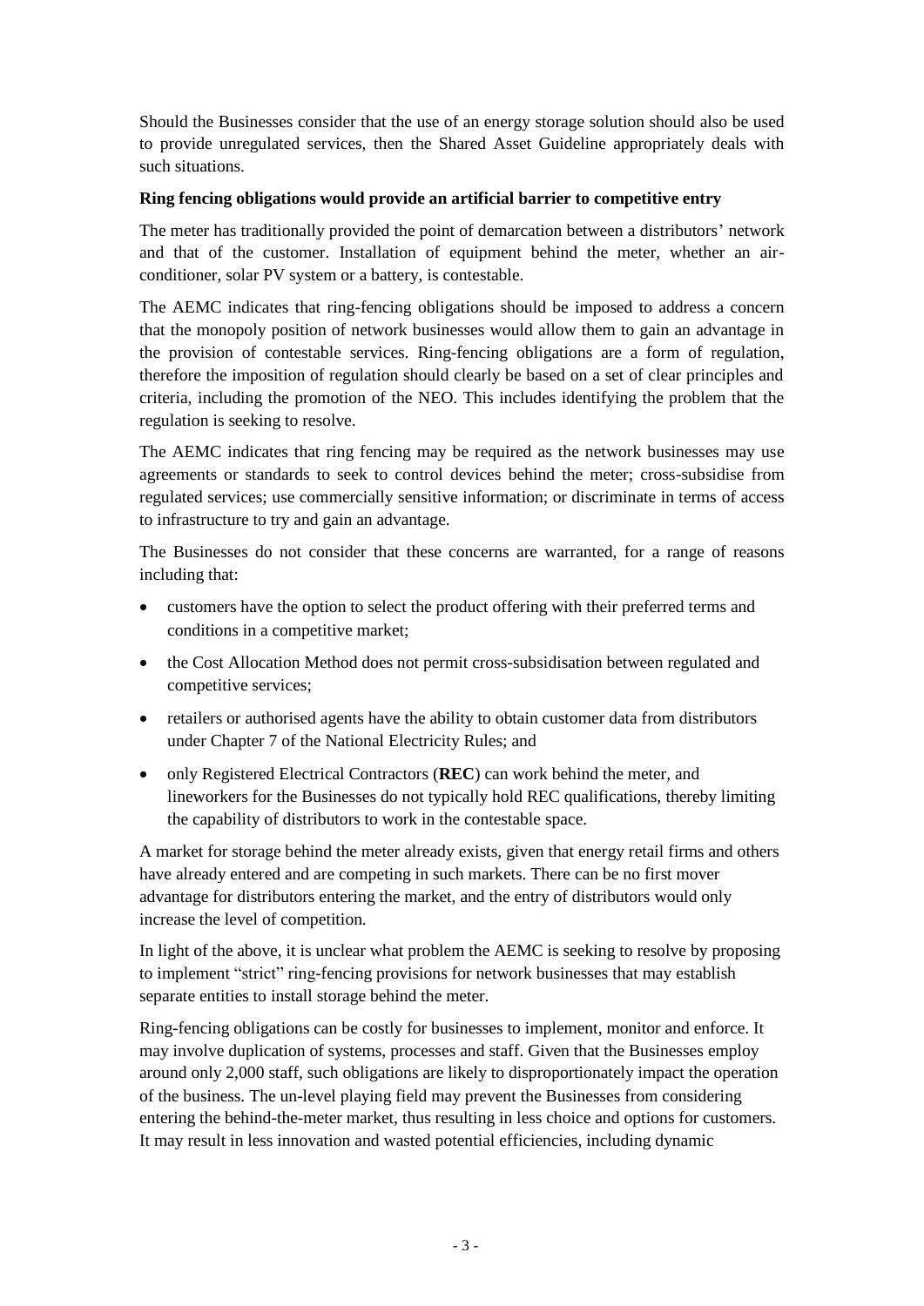Should the Businesses consider that the use of an energy storage solution should also be used to provide unregulated services, then the Shared Asset Guideline appropriately deals with such situations.

**Ring fencing obligations would provide an artificial barrier to competitive entry**

The meter has traditionally provided the point of demarcation between a distributors' network and that of the customer. Installation of equipment behind the meter, whether an air-conditioner, solar PV system or a battery, is contestable.

The AEMC indicates that ring-fencing obligations should be imposed to address a concern that the monopoly position of network businesses would allow them to gain an advantage in the provision of contestable services. Ring-fencing obligations are a form of regulation, therefore the imposition of regulation should clearly be based on a set of clear principles and criteria, including the promotion of the NEO. This includes identifying the problem that the regulation is seeking to resolve.

The AEMC indicates that ring fencing may be required as the network businesses may use agreements or standards to seek to control devices behind the meter; cross-subsidise from regulated services; use commercially sensitive information; or discriminate in terms of access to infrastructure to try and gain an advantage.

The Businesses do not consider that these concerns are warranted, for a range of reasons including that:

- customers have the option to select the product offering with their preferred terms and conditions in a competitive market;
- the Cost Allocation Method does not permit cross-subsidisation between regulated and competitive services;
- retailers or authorised agents have the ability to obtain customer data from distributors under Chapter 7 of the National Electricity Rules; and
- only Registered Electrical Contractors (**REC**) can work behind the meter, and lineworkers for the Businesses do not typically hold REC qualifications, thereby limiting the capability of distributors to work in the contestable space.

A market for storage behind the meter already exists, given that energy retail firms and others have already entered and are competing in such markets. There can be no first mover advantage for distributors entering the market, and the entry of distributors would only increase the level of competition.

In light of the above, it is unclear what problem the AEMC is seeking to resolve by proposing to implement "strict" ring-fencing provisions for network businesses that may establish separate entities to install storage behind the meter.

Ring-fencing obligations can be costly for businesses to implement, monitor and enforce. It may involve duplication of systems, processes and staff. Given that the Businesses employ around only 2,000 staff, such obligations are likely to disproportionately impact the operation of the business. The un-level playing field may prevent the Businesses from considering entering the behind-the-meter market, thus resulting in less choice and options for customers. It may result in less innovation and wasted potential efficiencies, including dynamic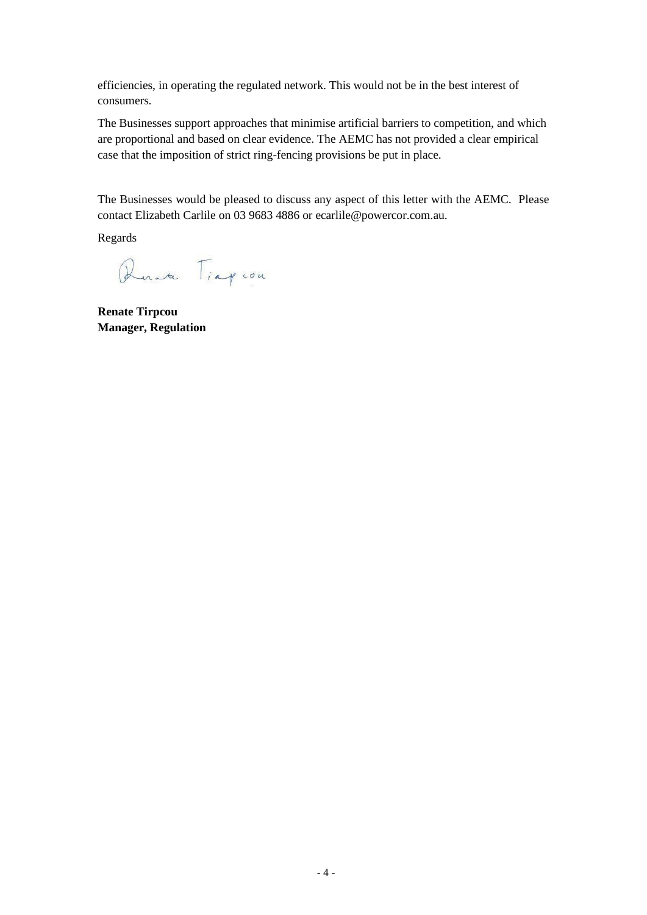efficiencies, in operating the regulated network. This would not be in the best interest of consumers.

The Businesses support approaches that minimise artificial barriers to competition, and which are proportional and based on clear evidence. The AEMC has not provided a clear empirical case that the imposition of strict ring-fencing provisions be put in place.

The Businesses would be pleased to discuss any aspect of this letter with the AEMC. Please contact Elizabeth Carlile on 03 9683 4886 or ecarlile@powercor.com.au.

Regards

**Renate Tirpcou**
**Manager, Regulation**